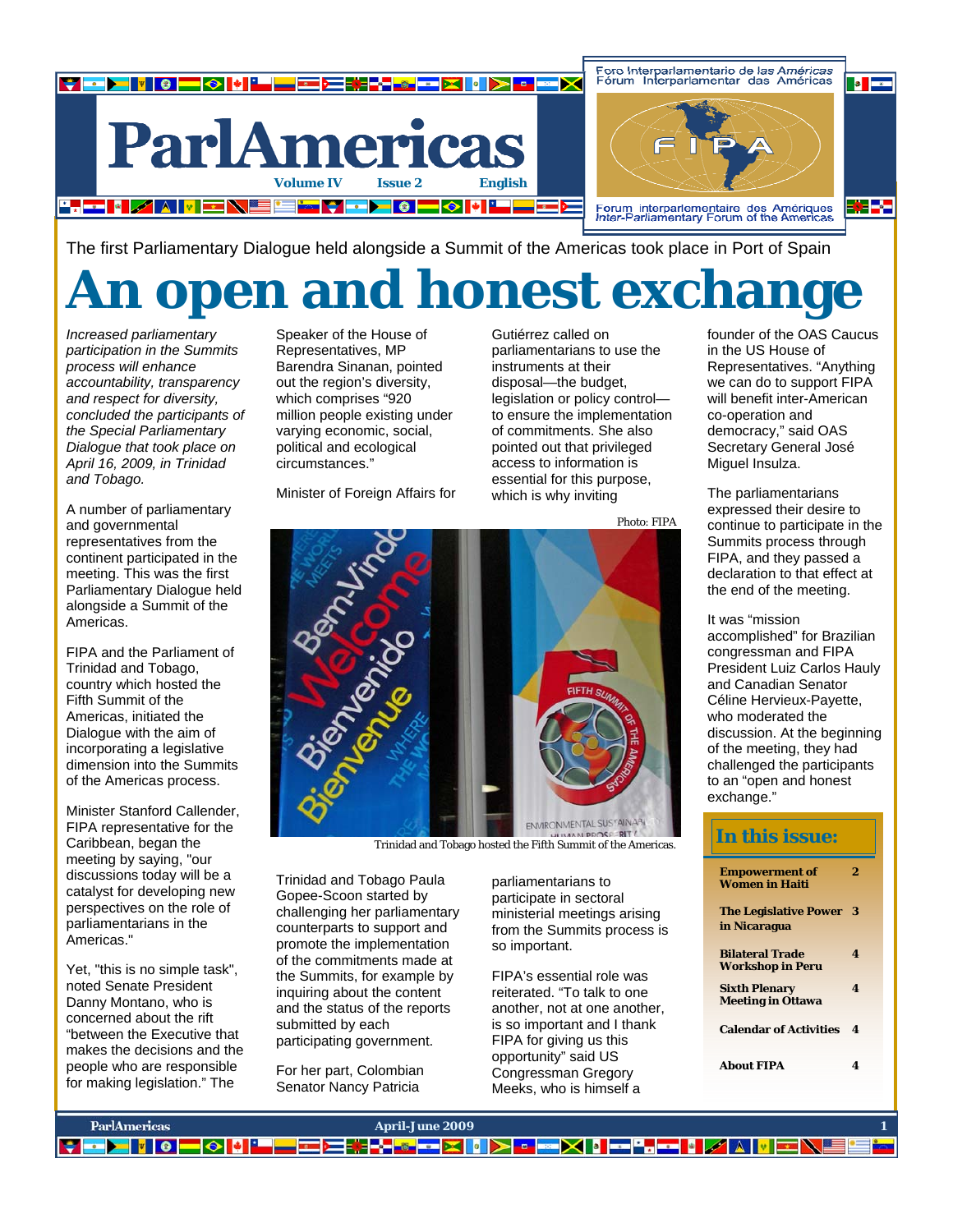# ParlAmericas

Volume IV Issue 2 English

Foro Interparlamentario de las Américas
Fórum Interparlamentar das Américas
FIPA
Forum interparlementaire des Amériques
Inter-Parliamentary Forum of the Americas

The first Parliamentary Dialogue held alongside a Summit of the Americas took place in Port of Spain

# An open and honest exchange

*Increased parliamentary participation in the Summits process will enhance accountability, transparency and respect for diversity, concluded the participants of the Special Parliamentary Dialogue that took place on April 16, 2009, in Trinidad and Tobago.*

A number of parliamentary and governmental representatives from the continent participated in the meeting. This was the first Parliamentary Dialogue held alongside a Summit of the Americas.

FIPA and the Parliament of Trinidad and Tobago, country which hosted the Fifth Summit of the Americas, initiated the Dialogue with the aim of incorporating a legislative dimension into the Summits of the Americas process.

Minister Stanford Callender, FIPA representative for the Caribbean, began the meeting by saying, "our discussions today will be a catalyst for developing new perspectives on the role of parliamentarians in the Americas."

Yet, "this is no simple task", noted Senate President Danny Montano, who is concerned about the rift "between the Executive that makes the decisions and the people who are responsible for making legislation." The Speaker of the House of Representatives, MP Barendra Sinanan, pointed out the region's diversity, which comprises "920 million people existing under varying economic, social, political and ecological circumstances."

Minister of Foreign Affairs for Trinidad and Tobago Paula Gopee-Scoon started by challenging her parliamentary counterparts to support and promote the implementation of the commitments made at the Summits, for example by inquiring about the content and the status of the reports submitted by each participating government.

For her part, Colombian Senator Nancy Patricia Gutiérrez called on parliamentarians to use the instruments at their disposal—the budget, legislation or policy control—to ensure the implementation of commitments. She also pointed out that privileged access to information is essential for this purpose, which is why inviting parliamentarians to participate in sectoral ministerial meetings arising from the Summits process is so important.

Photo: FIPA

Trinidad and Tobago hosted the Fifth Summit of the Americas.

FIPA's essential role was reiterated. "To talk to one another, not at one another, is so important and I thank FIPA for giving us this opportunity" said US Congressman Gregory Meeks, who is himself a founder of the OAS Caucus in the US House of Representatives. "Anything we can do to support FIPA will benefit inter-American co-operation and democracy," said OAS Secretary General José Miguel Insulza.

The parliamentarians expressed their desire to continue to participate in the Summits process through FIPA, and they passed a declaration to that effect at the end of the meeting.

It was "mission accomplished" for Brazilian congressman and FIPA President Luiz Carlos Hauly and Canadian Senator Céline Hervieux-Payette, who moderated the discussion. At the beginning of the meeting, they had challenged the participants to an "open and honest exchange."

## In this issue:

| | |
|---|---|
| **Empowerment of Women in Haiti** | 2 |
| **The Legislative Power in Nicaragua** | 3 |
| **Bilateral Trade Workshop in Peru** | 4 |
| **Sixth Plenary Meeting in Ottawa** | 4 |
| **Calendar of Activities** | 4 |
| **About FIPA** | 4 |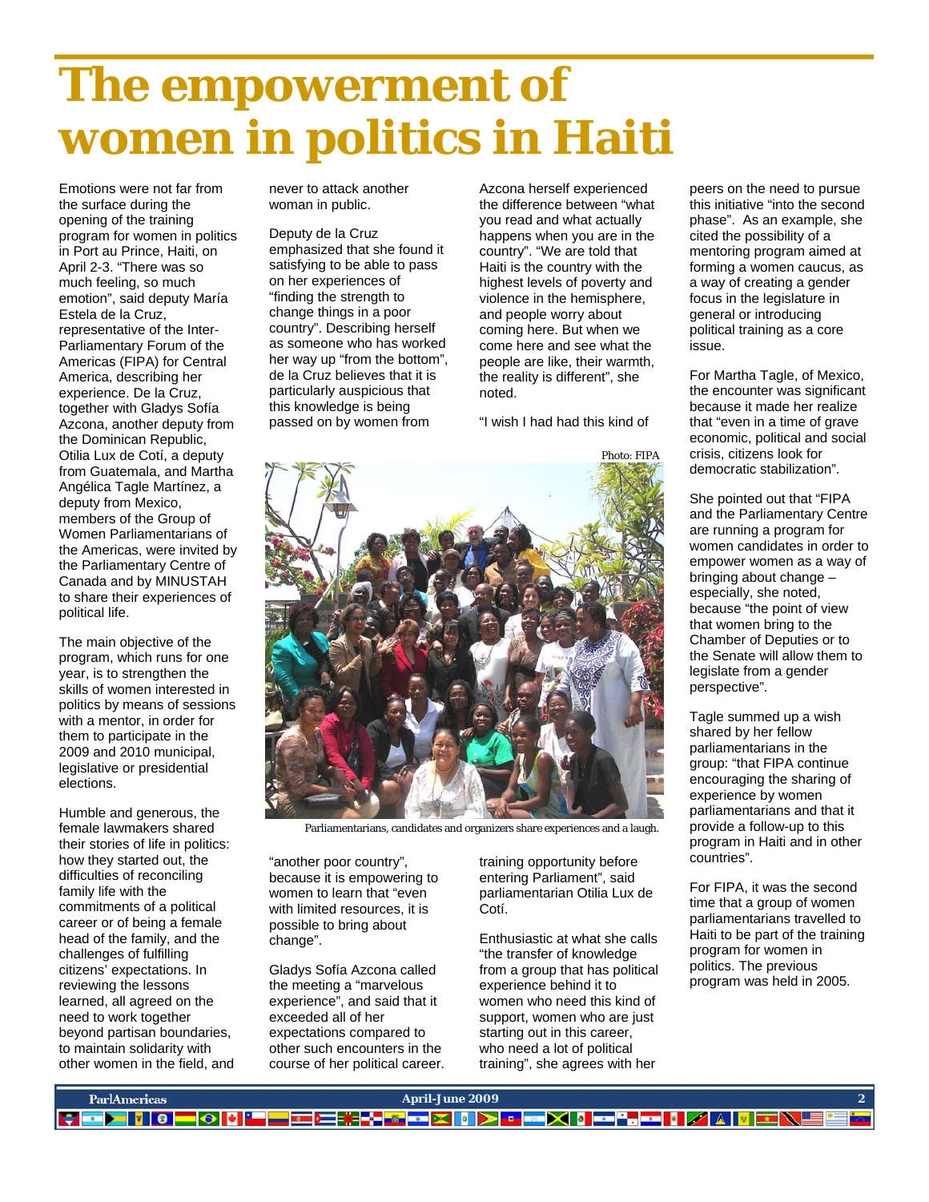# The empowerment of women in politics in Haiti

Emotions were not far from the surface during the opening of the training program for women in politics in Port au Prince, Haiti, on April 2-3. "There was so much feeling, so much emotion", said deputy María Estela de la Cruz, representative of the Inter-Parliamentary Forum of the Americas (FIPA) for Central America, describing her experience. De la Cruz, together with Gladys Sofía Azcona, another deputy from the Dominican Republic, Otilia Lux de Cotí, a deputy from Guatemala, and Martha Angélica Tagle Martínez, a deputy from Mexico, members of the Group of Women Parliamentarians of the Americas, were invited by the Parliamentary Centre of Canada and by MINUSTAH to share their experiences of political life.

The main objective of the program, which runs for one year, is to strengthen the skills of women interested in politics by means of sessions with a mentor, in order for them to participate in the 2009 and 2010 municipal, legislative or presidential elections.

Humble and generous, the female lawmakers shared their stories of life in politics: how they started out, the difficulties of reconciling family life with the commitments of a political career or of being a female head of the family, and the challenges of fulfilling citizens' expectations. In reviewing the lessons learned, all agreed on the need to work together beyond partisan boundaries, to maintain solidarity with other women in the field, and never to attack another woman in public.

Deputy de la Cruz emphasized that she found it satisfying to be able to pass on her experiences of "finding the strength to change things in a poor country". Describing herself as someone who has worked her way up "from the bottom", de la Cruz believes that it is particularly auspicious that this knowledge is being passed on by women from "another poor country", because it is empowering to women to learn that "even with limited resources, it is possible to bring about change".

Gladys Sofía Azcona called the meeting a "marvelous experience", and said that it exceeded all of her expectations compared to other such encounters in the course of her political career. Azcona herself experienced the difference between "what you read and what actually happens when you are in the country". "We are told that Haiti is the country with the highest levels of poverty and violence in the hemisphere, and people worry about coming here. But when we come here and see what the people are like, their warmth, the reality is different", she noted.

"I wish I had had this kind of training opportunity before entering Parliament", said parliamentarian Otilia Lux de Cotí.

Photo: FIPA

Parliamentarians, candidates and organizers share experiences and a laugh.

Enthusiastic at what she calls "the transfer of knowledge from a group that has political experience behind it to women who need this kind of support, women who are just starting out in this career, who need a lot of political training", she agrees with her peers on the need to pursue this initiative "into the second phase". As an example, she cited the possibility of a mentoring program aimed at forming a women caucus, as a way of creating a gender focus in the legislature in general or introducing political training as a core issue.

For Martha Tagle, of Mexico, the encounter was significant because it made her realize that "even in a time of grave economic, political and social crisis, citizens look for democratic stabilization".

She pointed out that "FIPA and the Parliamentary Centre are running a program for women candidates in order to empower women as a way of bringing about change – especially, she noted, because "the point of view that women bring to the Chamber of Deputies or to the Senate will allow them to legislate from a gender perspective".

Tagle summed up a wish shared by her fellow parliamentarians in the group: "that FIPA continue encouraging the sharing of experience by women parliamentarians and that it provide a follow-up to this program in Haiti and in other countries".

For FIPA, it was the second time that a group of women parliamentarians travelled to Haiti to be part of the training program for women in politics. The previous program was held in 2005.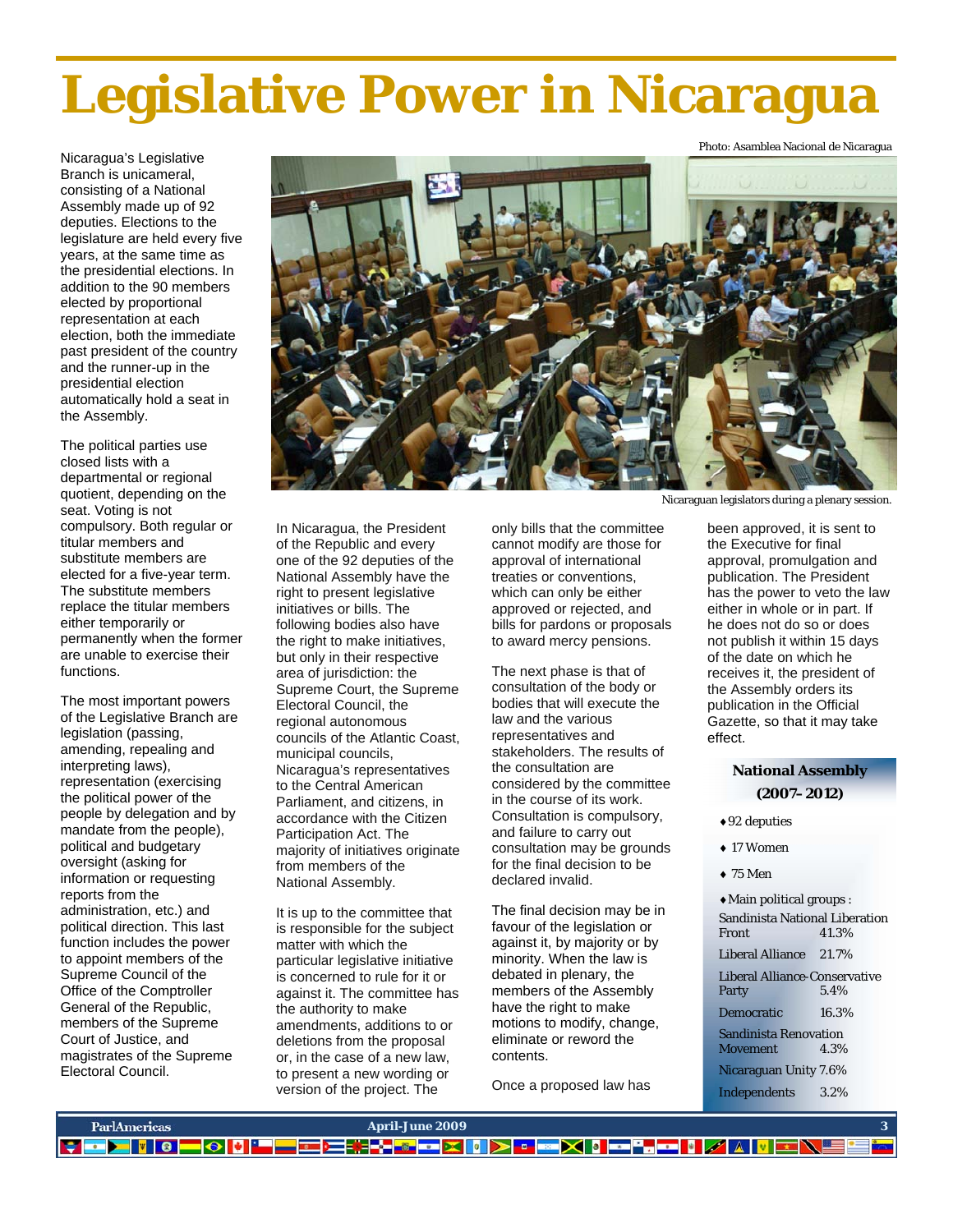# Legislative Power in Nicaragua

Nicaragua's Legislative Branch is unicameral, consisting of a National Assembly made up of 92 deputies. Elections to the legislature are held every five years, at the same time as the presidential elections. In addition to the 90 members elected by proportional representation at each election, both the immediate past president of the country and the runner-up in the presidential election automatically hold a seat in the Assembly.

The political parties use closed lists with a departmental or regional quotient, depending on the seat. Voting is not compulsory. Both regular or titular members and substitute members are elected for a five-year term. The substitute members replace the titular members either temporarily or permanently when the former are unable to exercise their functions.

The most important powers of the Legislative Branch are legislation (passing, amending, repealing and interpreting laws), representation (exercising the political power of the people by delegation and by mandate from the people), political and budgetary oversight (asking for information or requesting reports from the administration, etc.) and political direction. This last function includes the power to appoint members of the Supreme Council of the Office of the Comptroller General of the Republic, members of the Supreme Court of Justice, and magistrates of the Supreme Electoral Council.

Photo: Asamblea Nacional de Nicaragua

Nicaraguan legislators during a plenary session.

In Nicaragua, the President of the Republic and every one of the 92 deputies of the National Assembly have the right to present legislative initiatives or bills. The following bodies also have the right to make initiatives, but only in their respective area of jurisdiction: the Supreme Court, the Supreme Electoral Council, the regional autonomous councils of the Atlantic Coast, municipal councils, Nicaragua's representatives to the Central American Parliament, and citizens, in accordance with the Citizen Participation Act. The majority of initiatives originate from members of the National Assembly.

It is up to the committee that is responsible for the subject matter with which the particular legislative initiative is concerned to rule for it or against it. The committee has the authority to make amendments, additions to or deletions from the proposal or, in the case of a new law, to present a new wording or version of the project. The only bills that the committee cannot modify are those for approval of international treaties or conventions, which can only be either approved or rejected, and bills for pardons or proposals to award mercy pensions.

The next phase is that of consultation of the body or bodies that will execute the law and the various representatives and stakeholders. The results of the consultation are considered by the committee in the course of its work. Consultation is compulsory, and failure to carry out consultation may be grounds for the final decision to be declared invalid.

The final decision may be in favour of the legislation or against it, by majority or by minority. When the law is debated in plenary, the members of the Assembly have the right to make motions to modify, change, eliminate or reword the contents.

Once a proposed law has been approved, it is sent to the Executive for final approval, promulgation and publication. The President has the power to veto the law either in whole or in part. If he does not do so or does not publish it within 15 days of the date on which he receives it, the president of the Assembly orders its publication in the Official Gazette, so that it may take effect.

**National Assembly (2007–2012)**

- 92 deputies
- 17 Women
- 75 Men
- Main political groups :

| Group | % |
|---|---|
| Sandinista National Liberation Front | 41.3% |
| Liberal Alliance | 21.7% |
| Liberal Alliance-Conservative Party | 5.4% |
| Democratic | 16.3% |
| Sandinista Renovation Movement | 4.3% |
| Nicaraguan Unity | 7.6% |
| Independents | 3.2% |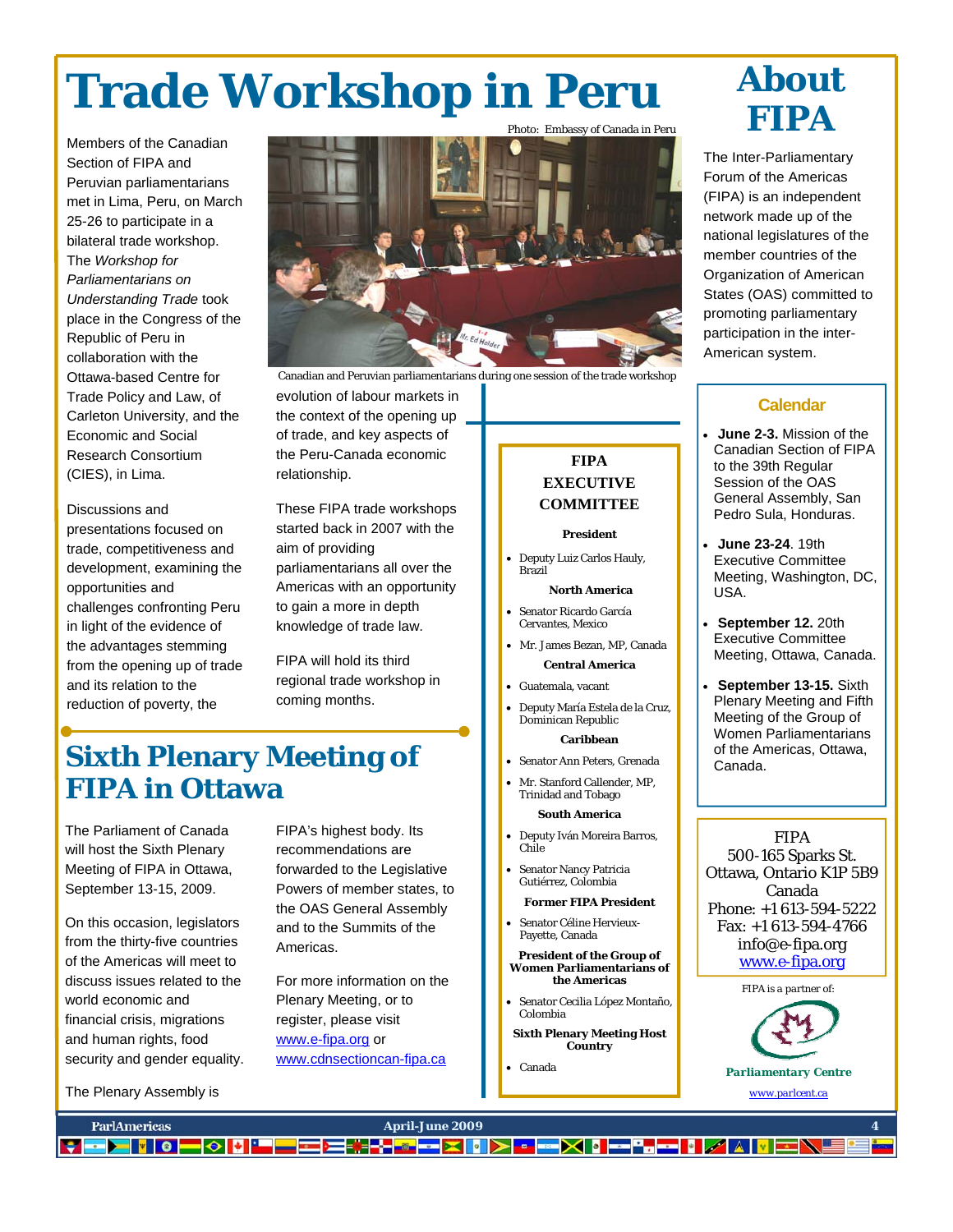# Trade Workshop in Peru

Photo: Embassy of Canada in Peru

Canadian and Peruvian parliamentarians during one session of the trade workshop

Members of the Canadian Section of FIPA and Peruvian parliamentarians met in Lima, Peru, on March 25-26 to participate in a bilateral trade workshop. The *Workshop for Parliamentarians on Understanding Trade* took place in the Congress of the Republic of Peru in collaboration with the Ottawa-based Centre for Trade Policy and Law, of Carleton University, and the Economic and Social Research Consortium (CIES), in Lima.

Discussions and presentations focused on trade, competitiveness and development, examining the opportunities and challenges confronting Peru in light of the evidence of the advantages stemming from the opening up of trade and its relation to the reduction of poverty, the evolution of labour markets in the context of the opening up of trade, and key aspects of the Peru-Canada economic relationship.

These FIPA trade workshops started back in 2007 with the aim of providing parliamentarians all over the Americas with an opportunity to gain a more in depth knowledge of trade law.

FIPA will hold its third regional trade workshop in coming months.

## Sixth Plenary Meeting of FIPA in Ottawa

The Parliament of Canada will host the Sixth Plenary Meeting of FIPA in Ottawa, September 13-15, 2009.

On this occasion, legislators from the thirty-five countries of the Americas will meet to discuss issues related to the world economic and financial crisis, migrations and human rights, food security and gender equality.

The Plenary Assembly is FIPA's highest body. Its recommendations are forwarded to the Legislative Powers of member states, to the OAS General Assembly and to the Summits of the Americas.

For more information on the Plenary Meeting, or to register, please visit www.e-fipa.org or www.cdnsectioncan-fipa.ca

### FIPA EXECUTIVE COMMITTEE

**President**

- Deputy Luiz Carlos Hauly, Brazil

**North America**

- Senator Ricardo García Cervantes, Mexico
- Mr. James Bezan, MP, Canada

**Central America**

- Guatemala, vacant
- Deputy María Estela de la Cruz, Dominican Republic

**Caribbean**

- Senator Ann Peters, Grenada
- Mr. Stanford Callender, MP, Trinidad and Tobago

**South America**

- Deputy Iván Moreira Barros, Chile
- Senator Nancy Patricia Gutiérrez, Colombia

**Former FIPA President**

- Senator Céline Hervieux-Payette, Canada

**President of the Group of Women Parliamentarians of the Americas**

- Senator Cecilia López Montaño, Colombia

**Sixth Plenary Meeting Host Country**

- Canada

# About FIPA

The Inter-Parliamentary Forum of the Americas (FIPA) is an independent network made up of the national legislatures of the member countries of the Organization of American States (OAS) committed to promoting parliamentary participation in the inter-American system.

### Calendar

- **June 2-3.** Mission of the Canadian Section of FIPA to the 39th Regular Session of the OAS General Assembly, San Pedro Sula, Honduras.
- **June 23-24**. 19th Executive Committee Meeting, Washington, DC, USA.
- **September 12.** 20th Executive Committee Meeting, Ottawa, Canada.
- **September 13-15.** Sixth Plenary Meeting and Fifth Meeting of the Group of Women Parliamentarians of the Americas, Ottawa, Canada.

FIPA
500-165 Sparks St.
Ottawa, Ontario K1P 5B9
Canada
Phone: +1 613-594-5222
Fax: +1 613-594-4766
info@e-fipa.org
www.e-fipa.org

FIPA is a partner of:

Parliamentary Centre
www.parlcent.ca